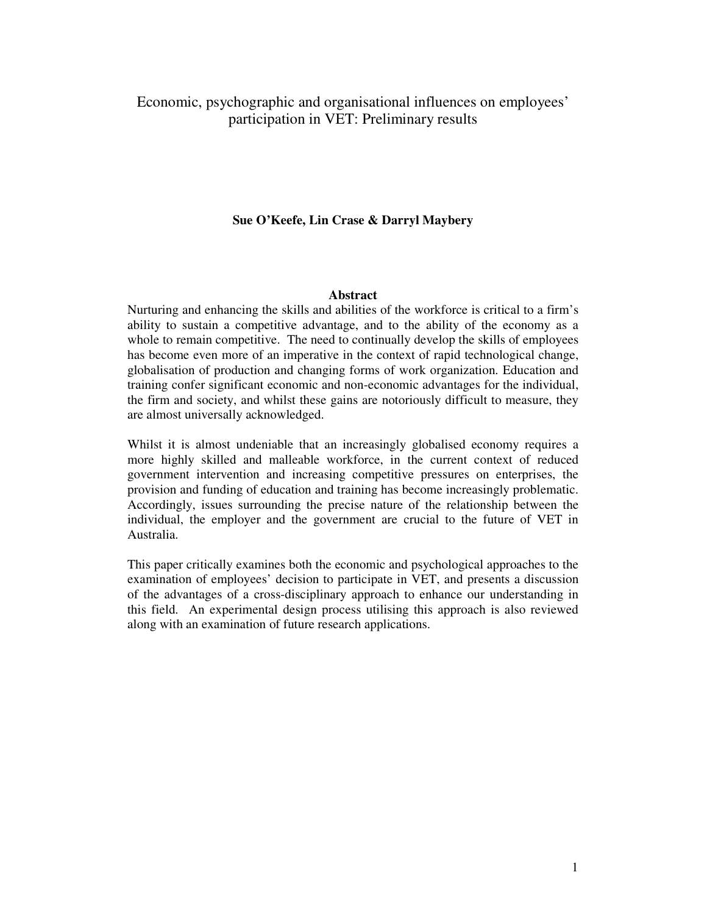# Economic, psychographic and organisational influences on employees' participation in VET: Preliminary results

**Sue O'Keefe, Lin Crase & Darryl Maybery**

## Abstract

Nurturing and enhancing the skills and abilities of the workforce is critical to a firm's ability to sustain a competitive advantage, and to the ability of the economy as a whole to remain competitive. The need to continually develop the skills of employees has become even more of an imperative in the context of rapid technological change, globalisation of production and changing forms of work organization. Education and training confer significant economic and non-economic advantages for the individual, the firm and society, and whilst these gains are notoriously difficult to measure, they are almost universally acknowledged.

Whilst it is almost undeniable that an increasingly globalised economy requires a more highly skilled and malleable workforce, in the current context of reduced government intervention and increasing competitive pressures on enterprises, the provision and funding of education and training has become increasingly problematic. Accordingly, issues surrounding the precise nature of the relationship between the individual, the employer and the government are crucial to the future of VET in Australia.

This paper critically examines both the economic and psychological approaches to the examination of employees' decision to participate in VET, and presents a discussion of the advantages of a cross-disciplinary approach to enhance our understanding in this field. An experimental design process utilising this approach is also reviewed along with an examination of future research applications.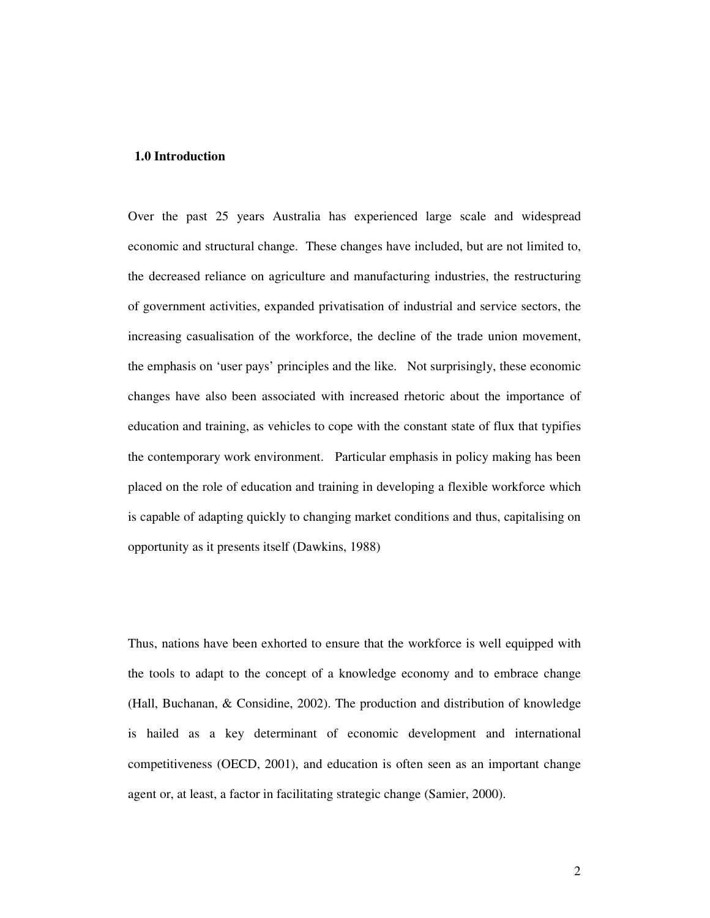## 1.0 Introduction

Over the past 25 years Australia has experienced large scale and widespread economic and structural change. These changes have included, but are not limited to, the decreased reliance on agriculture and manufacturing industries, the restructuring of government activities, expanded privatisation of industrial and service sectors, the increasing casualisation of the workforce, the decline of the trade union movement, the emphasis on 'user pays' principles and the like. Not surprisingly, these economic changes have also been associated with increased rhetoric about the importance of education and training, as vehicles to cope with the constant state of flux that typifies the contemporary work environment. Particular emphasis in policy making has been placed on the role of education and training in developing a flexible workforce which is capable of adapting quickly to changing market conditions and thus, capitalising on opportunity as it presents itself (Dawkins, 1988)

Thus, nations have been exhorted to ensure that the workforce is well equipped with the tools to adapt to the concept of a knowledge economy and to embrace change (Hall, Buchanan, & Considine, 2002). The production and distribution of knowledge is hailed as a key determinant of economic development and international competitiveness (OECD, 2001), and education is often seen as an important change agent or, at least, a factor in facilitating strategic change (Samier, 2000).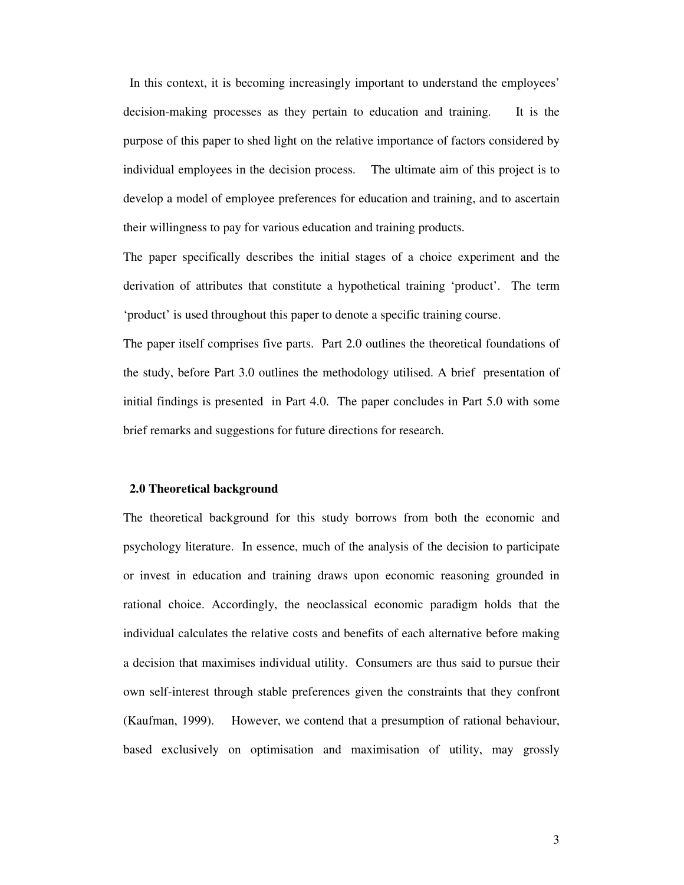In this context, it is becoming increasingly important to understand the employees' decision-making processes as they pertain to education and training. It is the purpose of this paper to shed light on the relative importance of factors considered by individual employees in the decision process. The ultimate aim of this project is to develop a model of employee preferences for education and training, and to ascertain their willingness to pay for various education and training products.

The paper specifically describes the initial stages of a choice experiment and the derivation of attributes that constitute a hypothetical training 'product'. The term 'product' is used throughout this paper to denote a specific training course.

The paper itself comprises five parts. Part 2.0 outlines the theoretical foundations of the study, before Part 3.0 outlines the methodology utilised. A brief presentation of initial findings is presented in Part 4.0. The paper concludes in Part 5.0 with some brief remarks and suggestions for future directions for research.

## 2.0 Theoretical background

The theoretical background for this study borrows from both the economic and psychology literature. In essence, much of the analysis of the decision to participate or invest in education and training draws upon economic reasoning grounded in rational choice. Accordingly, the neoclassical economic paradigm holds that the individual calculates the relative costs and benefits of each alternative before making a decision that maximises individual utility. Consumers are thus said to pursue their own self-interest through stable preferences given the constraints that they confront (Kaufman, 1999). However, we contend that a presumption of rational behaviour, based exclusively on optimisation and maximisation of utility, may grossly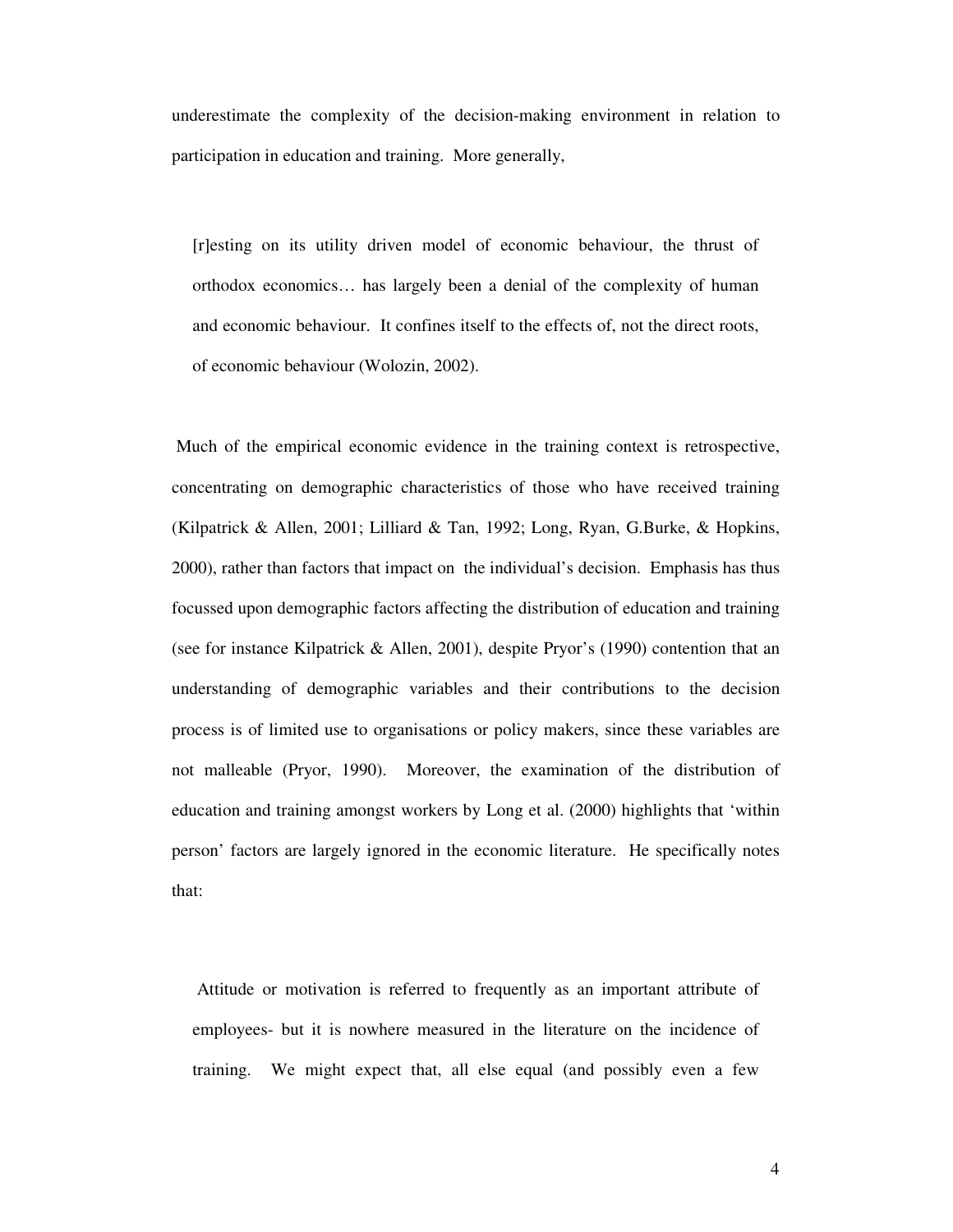underestimate the complexity of the decision-making environment in relation to participation in education and training. More generally,

> [r]esting on its utility driven model of economic behaviour, the thrust of orthodox economics… has largely been a denial of the complexity of human and economic behaviour. It confines itself to the effects of, not the direct roots, of economic behaviour (Wolozin, 2002).

Much of the empirical economic evidence in the training context is retrospective, concentrating on demographic characteristics of those who have received training (Kilpatrick & Allen, 2001; Lilliard & Tan, 1992; Long, Ryan, G.Burke, & Hopkins, 2000), rather than factors that impact on the individual's decision. Emphasis has thus focussed upon demographic factors affecting the distribution of education and training (see for instance Kilpatrick & Allen, 2001), despite Pryor's (1990) contention that an understanding of demographic variables and their contributions to the decision process is of limited use to organisations or policy makers, since these variables are not malleable (Pryor, 1990). Moreover, the examination of the distribution of education and training amongst workers by Long et al. (2000) highlights that 'within person' factors are largely ignored in the economic literature. He specifically notes that:

> Attitude or motivation is referred to frequently as an important attribute of employees- but it is nowhere measured in the literature on the incidence of training. We might expect that, all else equal (and possibly even a few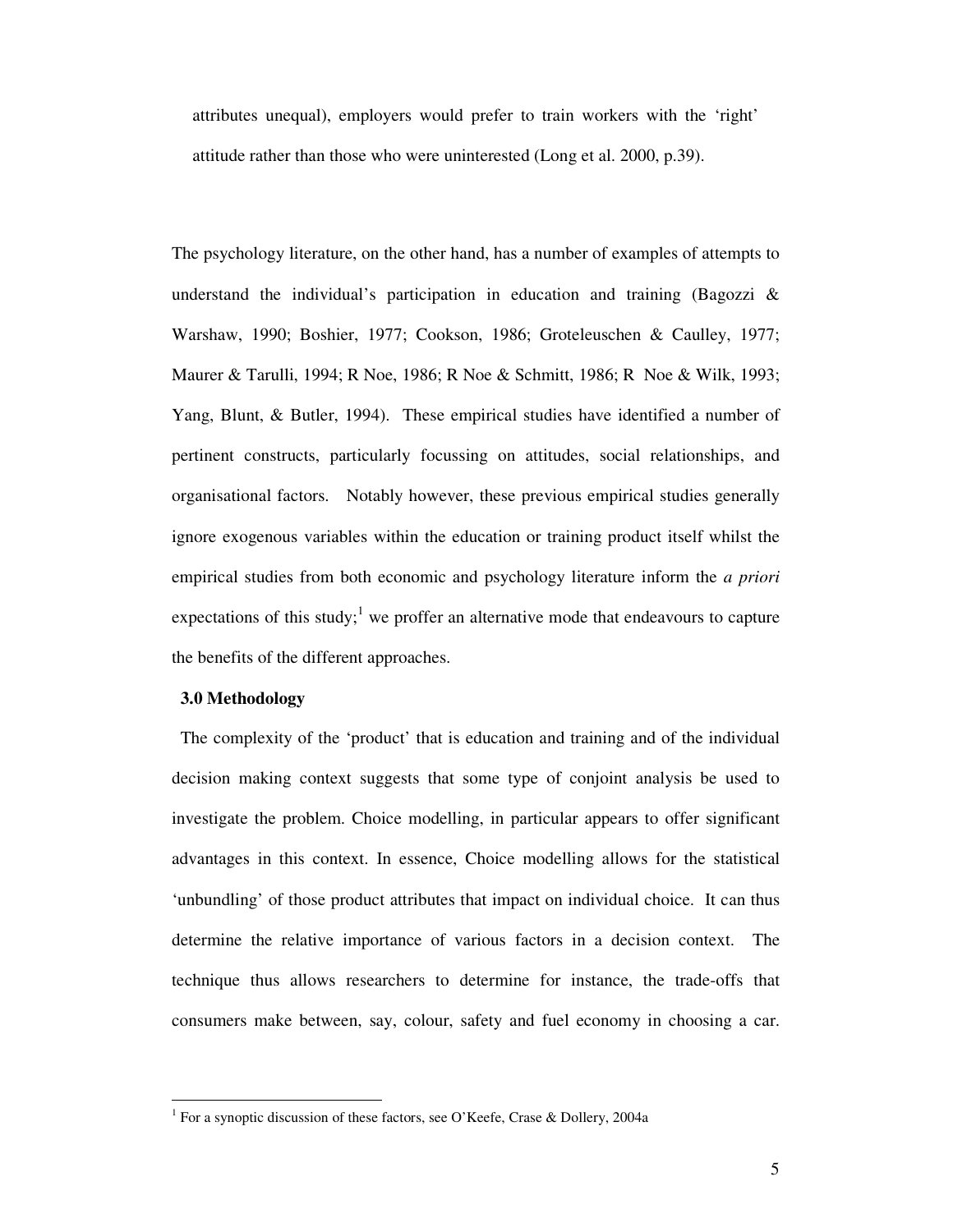attributes unequal), employers would prefer to train workers with the 'right' attitude rather than those who were uninterested (Long et al. 2000, p.39).

The psychology literature, on the other hand, has a number of examples of attempts to understand the individual's participation in education and training (Bagozzi & Warshaw, 1990; Boshier, 1977; Cookson, 1986; Groteleuschen & Caulley, 1977; Maurer & Tarulli, 1994; R Noe, 1986; R Noe & Schmitt, 1986; R Noe & Wilk, 1993; Yang, Blunt, & Butler, 1994). These empirical studies have identified a number of pertinent constructs, particularly focussing on attitudes, social relationships, and organisational factors. Notably however, these previous empirical studies generally ignore exogenous variables within the education or training product itself whilst the empirical studies from both economic and psychology literature inform the *a priori* expectations of this study;[1] we proffer an alternative mode that endeavours to capture the benefits of the different approaches.

## 3.0 Methodology

The complexity of the 'product' that is education and training and of the individual decision making context suggests that some type of conjoint analysis be used to investigate the problem. Choice modelling, in particular appears to offer significant advantages in this context. In essence, Choice modelling allows for the statistical 'unbundling' of those product attributes that impact on individual choice. It can thus determine the relative importance of various factors in a decision context. The technique thus allows researchers to determine for instance, the trade-offs that consumers make between, say, colour, safety and fuel economy in choosing a car.

[1] For a synoptic discussion of these factors, see O'Keefe, Crase & Dollery, 2004a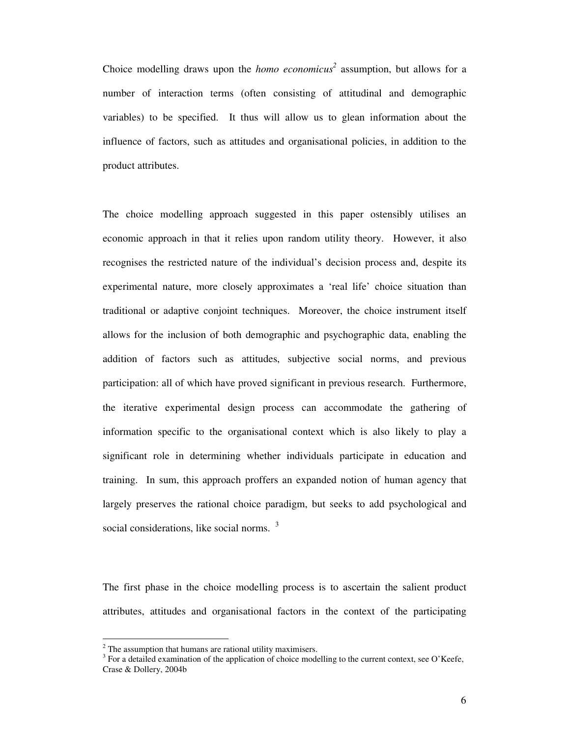Choice modelling draws upon the *homo economicus*[2] assumption, but allows for a number of interaction terms (often consisting of attitudinal and demographic variables) to be specified. It thus will allow us to glean information about the influence of factors, such as attitudes and organisational policies, in addition to the product attributes.

The choice modelling approach suggested in this paper ostensibly utilises an economic approach in that it relies upon random utility theory. However, it also recognises the restricted nature of the individual's decision process and, despite its experimental nature, more closely approximates a 'real life' choice situation than traditional or adaptive conjoint techniques. Moreover, the choice instrument itself allows for the inclusion of both demographic and psychographic data, enabling the addition of factors such as attitudes, subjective social norms, and previous participation: all of which have proved significant in previous research. Furthermore, the iterative experimental design process can accommodate the gathering of information specific to the organisational context which is also likely to play a significant role in determining whether individuals participate in education and training. In sum, this approach proffers an expanded notion of human agency that largely preserves the rational choice paradigm, but seeks to add psychological and social considerations, like social norms. [3]

The first phase in the choice modelling process is to ascertain the salient product attributes, attitudes and organisational factors in the context of the participating

[2] The assumption that humans are rational utility maximisers.

[3] For a detailed examination of the application of choice modelling to the current context, see O'Keefe, Crase & Dollery, 2004b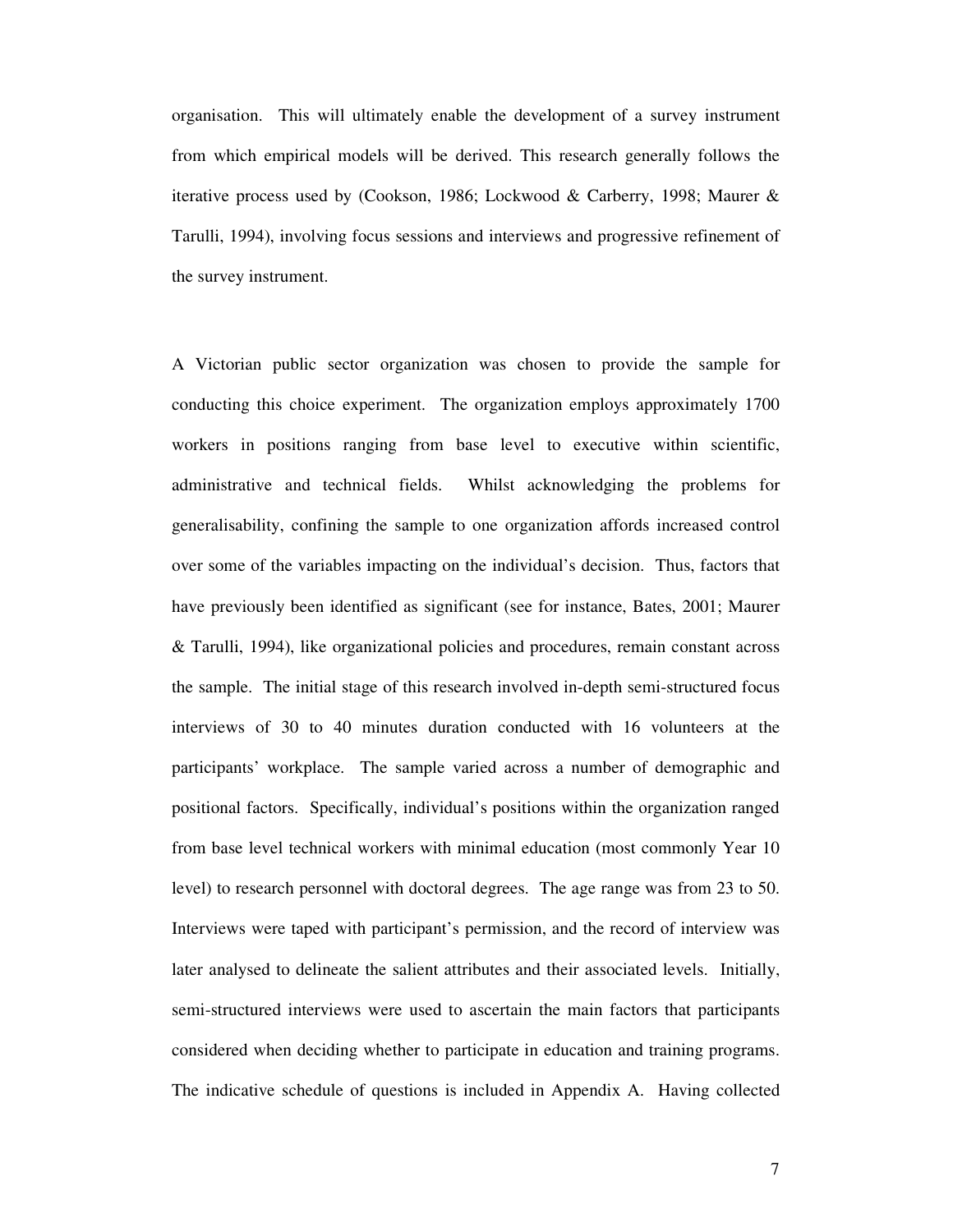organisation. This will ultimately enable the development of a survey instrument from which empirical models will be derived. This research generally follows the iterative process used by (Cookson, 1986; Lockwood & Carberry, 1998; Maurer & Tarulli, 1994), involving focus sessions and interviews and progressive refinement of the survey instrument.

A Victorian public sector organization was chosen to provide the sample for conducting this choice experiment. The organization employs approximately 1700 workers in positions ranging from base level to executive within scientific, administrative and technical fields. Whilst acknowledging the problems for generalisability, confining the sample to one organization affords increased control over some of the variables impacting on the individual's decision. Thus, factors that have previously been identified as significant (see for instance, Bates, 2001; Maurer & Tarulli, 1994), like organizational policies and procedures, remain constant across the sample. The initial stage of this research involved in-depth semi-structured focus interviews of 30 to 40 minutes duration conducted with 16 volunteers at the participants' workplace. The sample varied across a number of demographic and positional factors. Specifically, individual's positions within the organization ranged from base level technical workers with minimal education (most commonly Year 10 level) to research personnel with doctoral degrees. The age range was from 23 to 50. Interviews were taped with participant's permission, and the record of interview was later analysed to delineate the salient attributes and their associated levels. Initially, semi-structured interviews were used to ascertain the main factors that participants considered when deciding whether to participate in education and training programs. The indicative schedule of questions is included in Appendix A. Having collected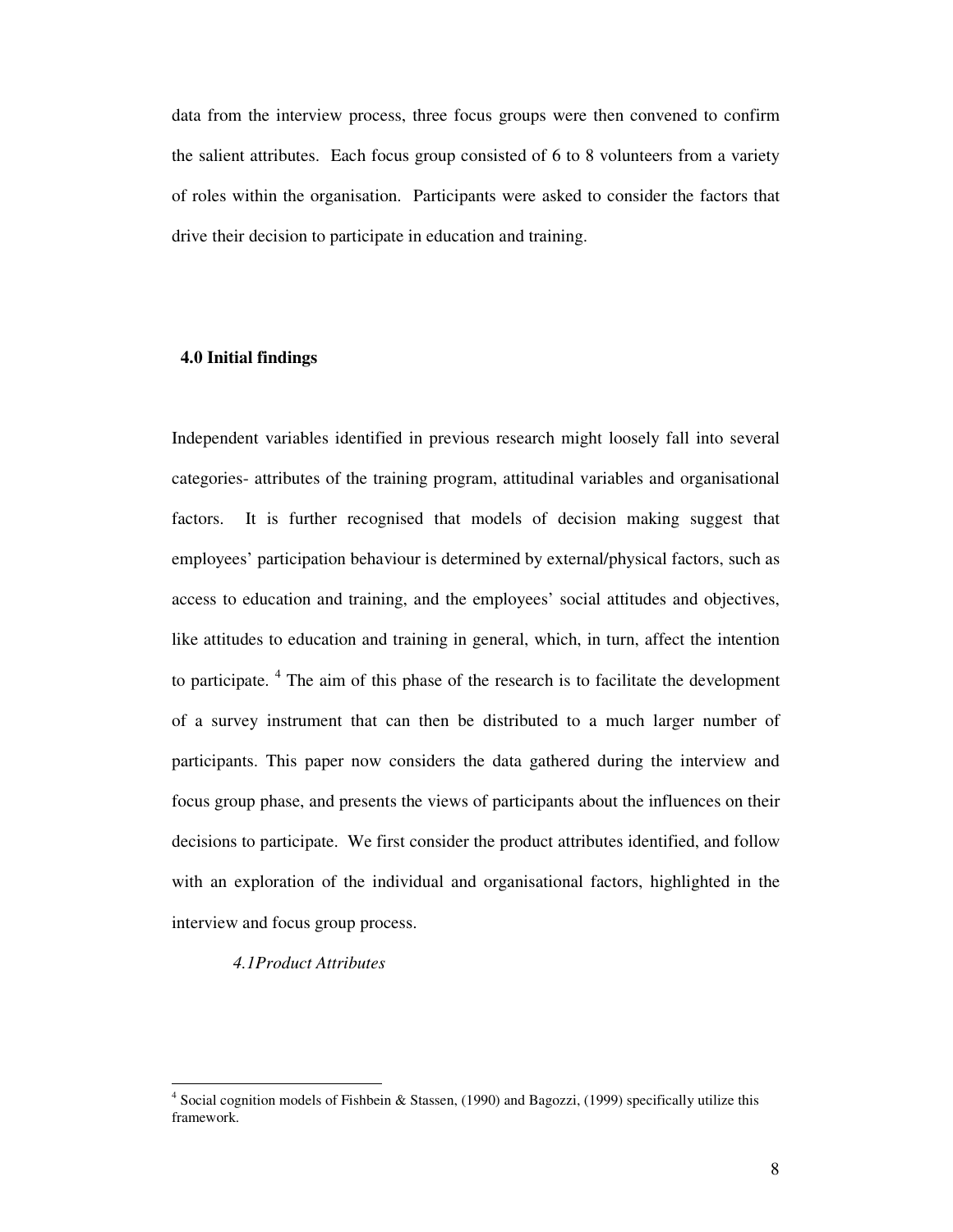data from the interview process, three focus groups were then convened to confirm the salient attributes. Each focus group consisted of 6 to 8 volunteers from a variety of roles within the organisation. Participants were asked to consider the factors that drive their decision to participate in education and training.

## 4.0 Initial findings

Independent variables identified in previous research might loosely fall into several categories- attributes of the training program, attitudinal variables and organisational factors. It is further recognised that models of decision making suggest that employees' participation behaviour is determined by external/physical factors, such as access to education and training, and the employees' social attitudes and objectives, like attitudes to education and training in general, which, in turn, affect the intention to participate. [4] The aim of this phase of the research is to facilitate the development of a survey instrument that can then be distributed to a much larger number of participants. This paper now considers the data gathered during the interview and focus group phase, and presents the views of participants about the influences on their decisions to participate. We first consider the product attributes identified, and follow with an exploration of the individual and organisational factors, highlighted in the interview and focus group process.

### *4.1Product Attributes*

---

[4] Social cognition models of Fishbein & Stassen, (1990) and Bagozzi, (1999) specifically utilize this framework.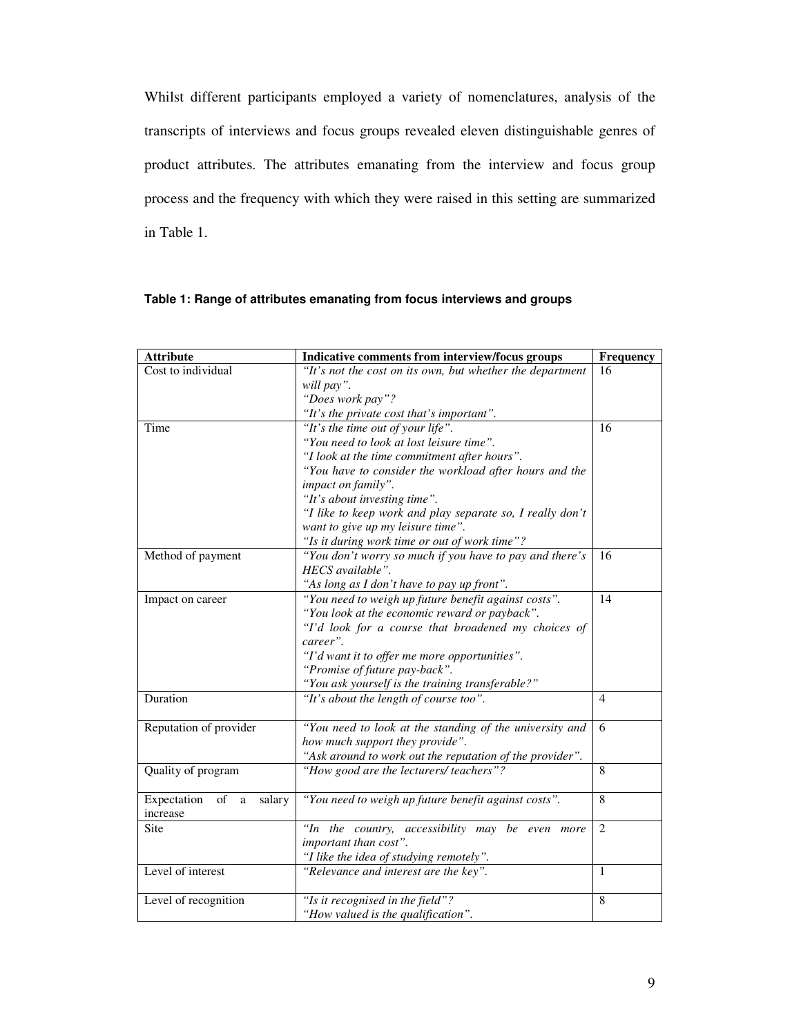Whilst different participants employed a variety of nomenclatures, analysis of the transcripts of interviews and focus groups revealed eleven distinguishable genres of product attributes. The attributes emanating from the interview and focus group process and the frequency with which they were raised in this setting are summarized in Table 1.

**Table 1: Range of attributes emanating from focus interviews and groups**

| Attribute | Indicative comments from interview/focus groups | Frequency |
|---|---|---|
| Cost to individual | *"It's not the cost on its own, but whether the department will pay".*<br>*"Does work pay"?*<br>*"It's the private cost that's important".* | 16 |
| Time | *"It's the time out of your life".*<br>*"You need to look at lost leisure time".*<br>*"I look at the time commitment after hours".*<br>*"You have to consider the workload after hours and the impact on family".*<br>*"It's about investing time".*<br>*"I like to keep work and play separate so, I really don't want to give up my leisure time".*<br>*"Is it during work time or out of work time"?* | 16 |
| Method of payment | *"You don't worry so much if you have to pay and there's HECS available".*<br>*"As long as I don't have to pay up front".* | 16 |
| Impact on career | *"You need to weigh up future benefit against costs".*<br>*"You look at the economic reward or payback".*<br>*"I'd look for a course that broadened my choices of career".*<br>*"I'd want it to offer me more opportunities".*<br>*"Promise of future pay-back".*<br>*"You ask yourself is the training transferable?"* | 14 |
| Duration | *"It's about the length of course too".* | 4 |
| Reputation of provider | *"You need to look at the standing of the university and how much support they provide".*<br>*"Ask around to work out the reputation of the provider".* | 6 |
| Quality of program | *"How good are the lecturers/ teachers"?* | 8 |
| Expectation of a salary increase | *"You need to weigh up future benefit against costs".* | 8 |
| Site | *"In the country, accessibility may be even more important than cost".*<br>*"I like the idea of studying remotely".* | 2 |
| Level of interest | *"Relevance and interest are the key".* | 1 |
| Level of recognition | *"Is it recognised in the field"?*<br>*"How valued is the qualification".* | 8 |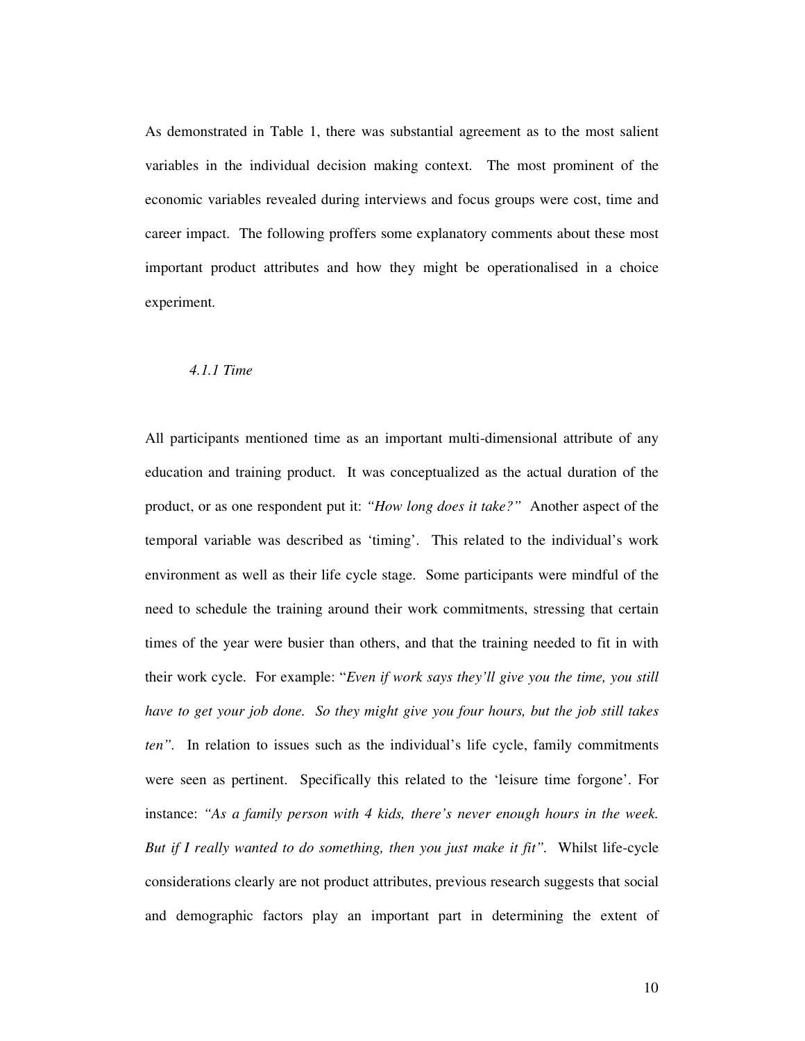As demonstrated in Table 1, there was substantial agreement as to the most salient variables in the individual decision making context. The most prominent of the economic variables revealed during interviews and focus groups were cost, time and career impact. The following proffers some explanatory comments about these most important product attributes and how they might be operationalised in a choice experiment.

#### *4.1.1 Time*

All participants mentioned time as an important multi-dimensional attribute of any education and training product. It was conceptualized as the actual duration of the product, or as one respondent put it: *"How long does it take?"* Another aspect of the temporal variable was described as 'timing'. This related to the individual's work environment as well as their life cycle stage. Some participants were mindful of the need to schedule the training around their work commitments, stressing that certain times of the year were busier than others, and that the training needed to fit in with their work cycle. For example: "*Even if work says they'll give you the time, you still have to get your job done. So they might give you four hours, but the job still takes ten"*. In relation to issues such as the individual's life cycle, family commitments were seen as pertinent. Specifically this related to the 'leisure time forgone'. For instance: *"As a family person with 4 kids, there's never enough hours in the week. But if I really wanted to do something, then you just make it fit"*. Whilst life-cycle considerations clearly are not product attributes, previous research suggests that social and demographic factors play an important part in determining the extent of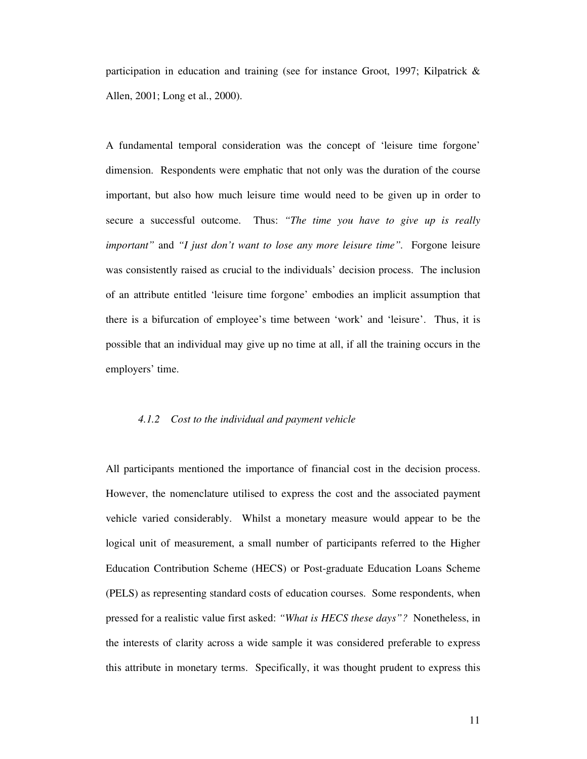participation in education and training (see for instance Groot, 1997; Kilpatrick & Allen, 2001; Long et al., 2000).

A fundamental temporal consideration was the concept of 'leisure time forgone' dimension. Respondents were emphatic that not only was the duration of the course important, but also how much leisure time would need to be given up in order to secure a successful outcome. Thus: *"The time you have to give up is really important"* and *"I just don't want to lose any more leisure time"*. Forgone leisure was consistently raised as crucial to the individuals' decision process. The inclusion of an attribute entitled 'leisure time forgone' embodies an implicit assumption that there is a bifurcation of employee's time between 'work' and 'leisure'. Thus, it is possible that an individual may give up no time at all, if all the training occurs in the employers' time.

#### *4.1.2 Cost to the individual and payment vehicle*

All participants mentioned the importance of financial cost in the decision process. However, the nomenclature utilised to express the cost and the associated payment vehicle varied considerably. Whilst a monetary measure would appear to be the logical unit of measurement, a small number of participants referred to the Higher Education Contribution Scheme (HECS) or Post-graduate Education Loans Scheme (PELS) as representing standard costs of education courses. Some respondents, when pressed for a realistic value first asked: *"What is HECS these days"?* Nonetheless, in the interests of clarity across a wide sample it was considered preferable to express this attribute in monetary terms. Specifically, it was thought prudent to express this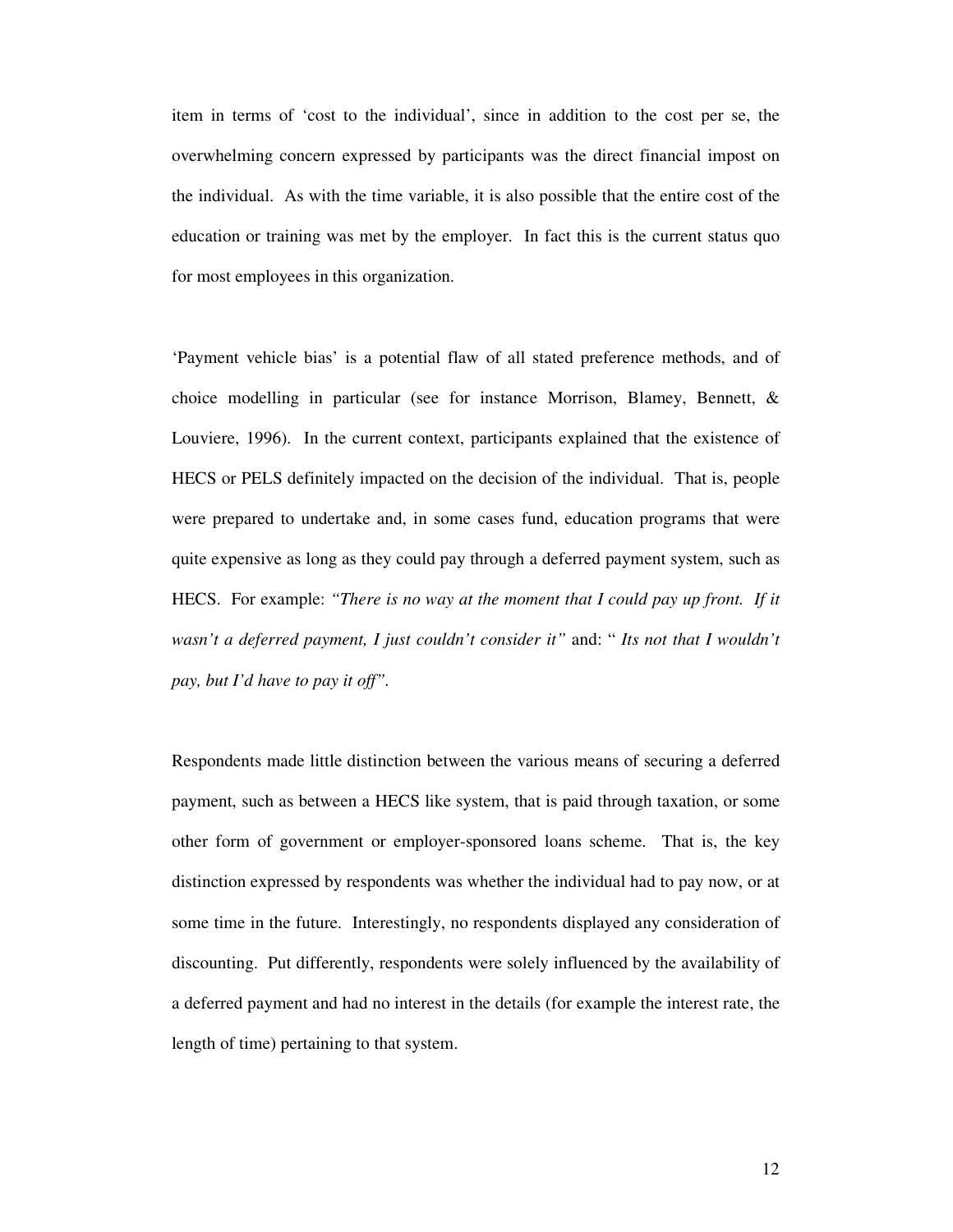item in terms of 'cost to the individual', since in addition to the cost per se, the overwhelming concern expressed by participants was the direct financial impost on the individual. As with the time variable, it is also possible that the entire cost of the education or training was met by the employer. In fact this is the current status quo for most employees in this organization.

'Payment vehicle bias' is a potential flaw of all stated preference methods, and of choice modelling in particular (see for instance Morrison, Blamey, Bennett, & Louviere, 1996). In the current context, participants explained that the existence of HECS or PELS definitely impacted on the decision of the individual. That is, people were prepared to undertake and, in some cases fund, education programs that were quite expensive as long as they could pay through a deferred payment system, such as HECS. For example: *"There is no way at the moment that I could pay up front. If it wasn't a deferred payment, I just couldn't consider it"* and: " *Its not that I wouldn't pay, but I'd have to pay it off"*.

Respondents made little distinction between the various means of securing a deferred payment, such as between a HECS like system, that is paid through taxation, or some other form of government or employer-sponsored loans scheme. That is, the key distinction expressed by respondents was whether the individual had to pay now, or at some time in the future. Interestingly, no respondents displayed any consideration of discounting. Put differently, respondents were solely influenced by the availability of a deferred payment and had no interest in the details (for example the interest rate, the length of time) pertaining to that system.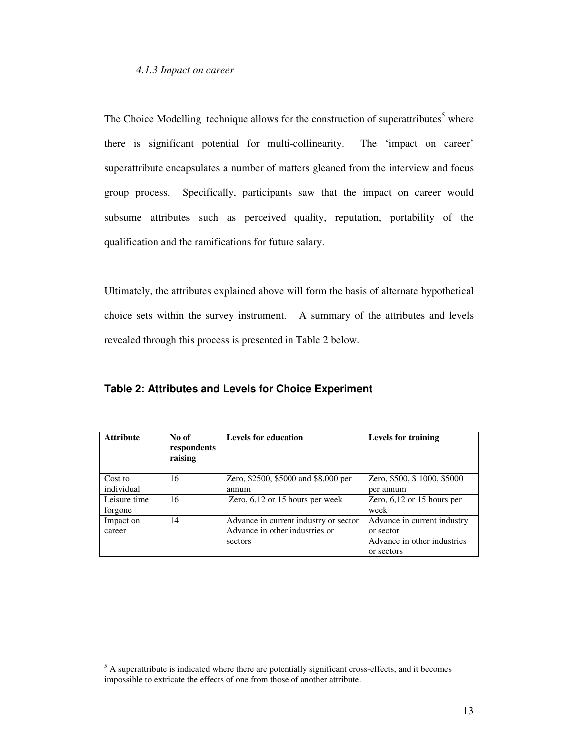#### *4.1.3 Impact on career*

The Choice Modelling technique allows for the construction of superattributes[5] where there is significant potential for multi-collinearity. The 'impact on career' superattribute encapsulates a number of matters gleaned from the interview and focus group process. Specifically, participants saw that the impact on career would subsume attributes such as perceived quality, reputation, portability of the qualification and the ramifications for future salary.

Ultimately, the attributes explained above will form the basis of alternate hypothetical choice sets within the survey instrument. A summary of the attributes and levels revealed through this process is presented in Table 2 below.

**Table 2: Attributes and Levels for Choice Experiment**

| Attribute | No of respondents raising | Levels for education | Levels for training |
|---|---|---|---|
| Cost to individual | 16 | Zero, \$2500, \$5000 and \$8,000 per annum | Zero, \$500, \$ 1000, \$5000 per annum |
| Leisure time forgone | 16 | Zero, 6,12 or 15 hours per week | Zero, 6,12 or 15 hours per week |
| Impact on career | 14 | Advance in current industry or sector<br>Advance in other industries or sectors | Advance in current industry or sector<br>Advance in other industries or sectors |

---

[5] A superattribute is indicated where there are potentially significant cross-effects, and it becomes impossible to extricate the effects of one from those of another attribute.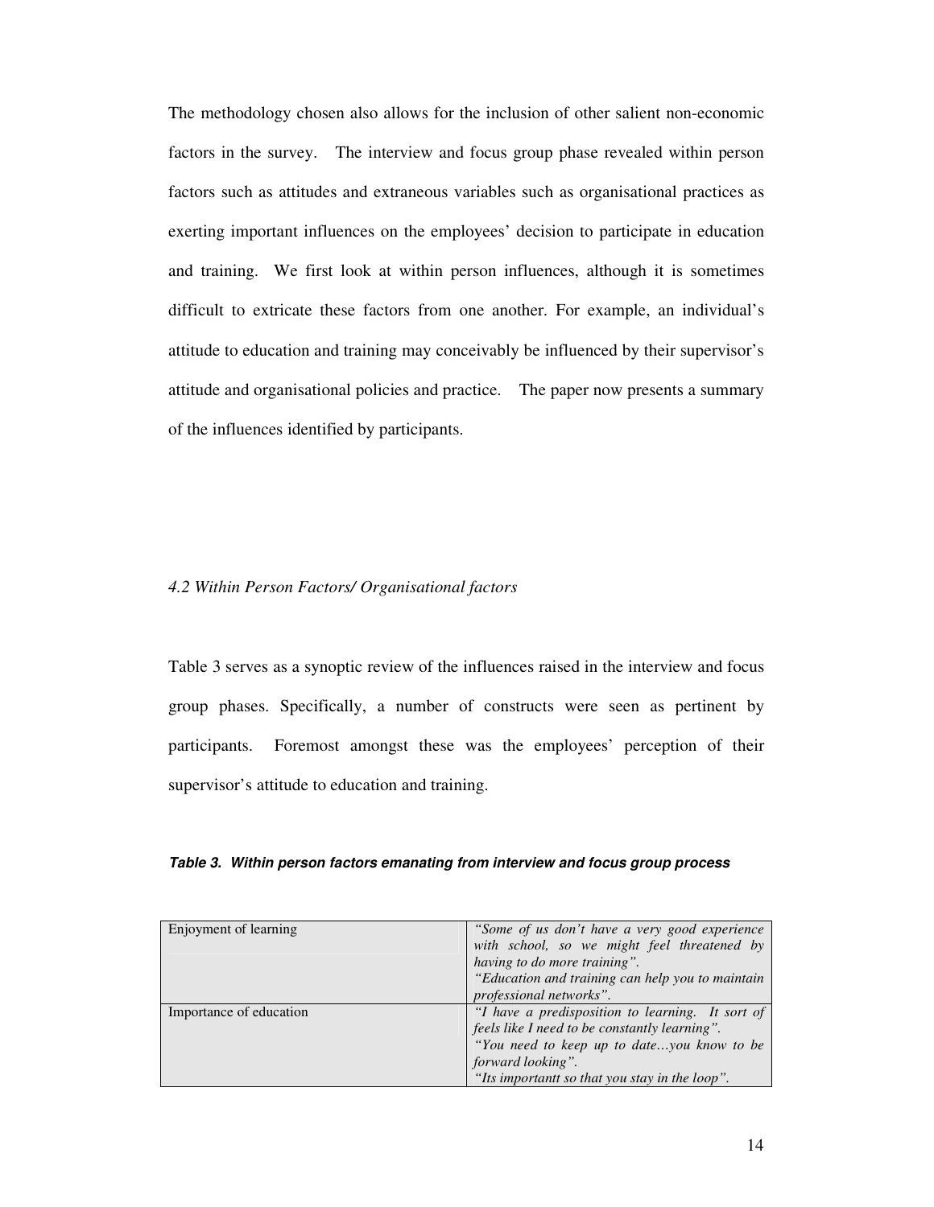The methodology chosen also allows for the inclusion of other salient non-economic factors in the survey. The interview and focus group phase revealed within person factors such as attitudes and extraneous variables such as organisational practices as exerting important influences on the employees' decision to participate in education and training. We first look at within person influences, although it is sometimes difficult to extricate these factors from one another. For example, an individual's attitude to education and training may conceivably be influenced by their supervisor's attitude and organisational policies and practice. The paper now presents a summary of the influences identified by participants.

### *4.2 Within Person Factors/ Organisational factors*

Table 3 serves as a synoptic review of the influences raised in the interview and focus group phases. Specifically, a number of constructs were seen as pertinent by participants. Foremost amongst these was the employees' perception of their supervisor's attitude to education and training.

***Table 3. Within person factors emanating from interview and focus group process***

| | |
|---|---|
| Enjoyment of learning | *"Some of us don't have a very good experience with school, so we might feel threatened by having to do more training".* *"Education and training can help you to maintain professional networks".* |
| Importance of education | *"I have a predisposition to learning. It sort of feels like I need to be constantly learning".* *"You need to keep up to date…you know to be forward looking".* *"Its importantt so that you stay in the loop".* |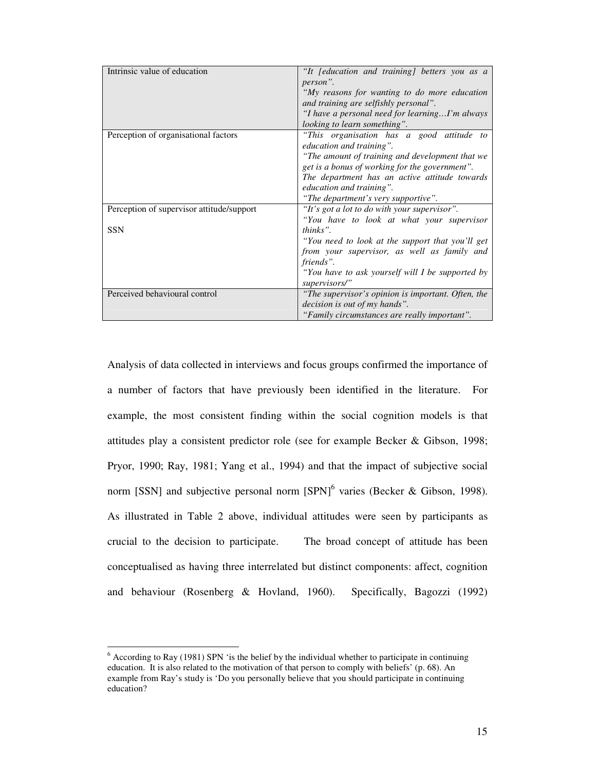| | |
|---|---|
| Intrinsic value of education | *"It [education and training] betters you as a person".* *"My reasons for wanting to do more education and training are selfishly personal".* *"I have a personal need for learning…I'm always looking to learn something".* |
| Perception of organisational factors | *"This organisation has a good attitude to education and training".* *"The amount of training and development that we get is a bonus of working for the government".* *The department has an active attitude towards education and training".* *"The department's very supportive".* |
| Perception of supervisor attitude/support SSN | *"It's got a lot to do with your supervisor".* *"You have to look at what your supervisor thinks".* *"You need to look at the support that you'll get from your supervisor, as well as family and friends".* *"You have to ask yourself will I be supported by supervisors/"* |
| Perceived behavioural control | *"The supervisor's opinion is important. Often, the decision is out of my hands".* *"Family circumstances are really important".* |

Analysis of data collected in interviews and focus groups confirmed the importance of a number of factors that have previously been identified in the literature. For example, the most consistent finding within the social cognition models is that attitudes play a consistent predictor role (see for example Becker & Gibson, 1998; Pryor, 1990; Ray, 1981; Yang et al., 1994) and that the impact of subjective social norm [SSN] and subjective personal norm [SPN][6] varies (Becker & Gibson, 1998). As illustrated in Table 2 above, individual attitudes were seen by participants as crucial to the decision to participate. The broad concept of attitude has been conceptualised as having three interrelated but distinct components: affect, cognition and behaviour (Rosenberg & Hovland, 1960). Specifically, Bagozzi (1992)

[6] According to Ray (1981) SPN 'is the belief by the individual whether to participate in continuing education. It is also related to the motivation of that person to comply with beliefs' (p. 68). An example from Ray's study is 'Do you personally believe that you should participate in continuing education?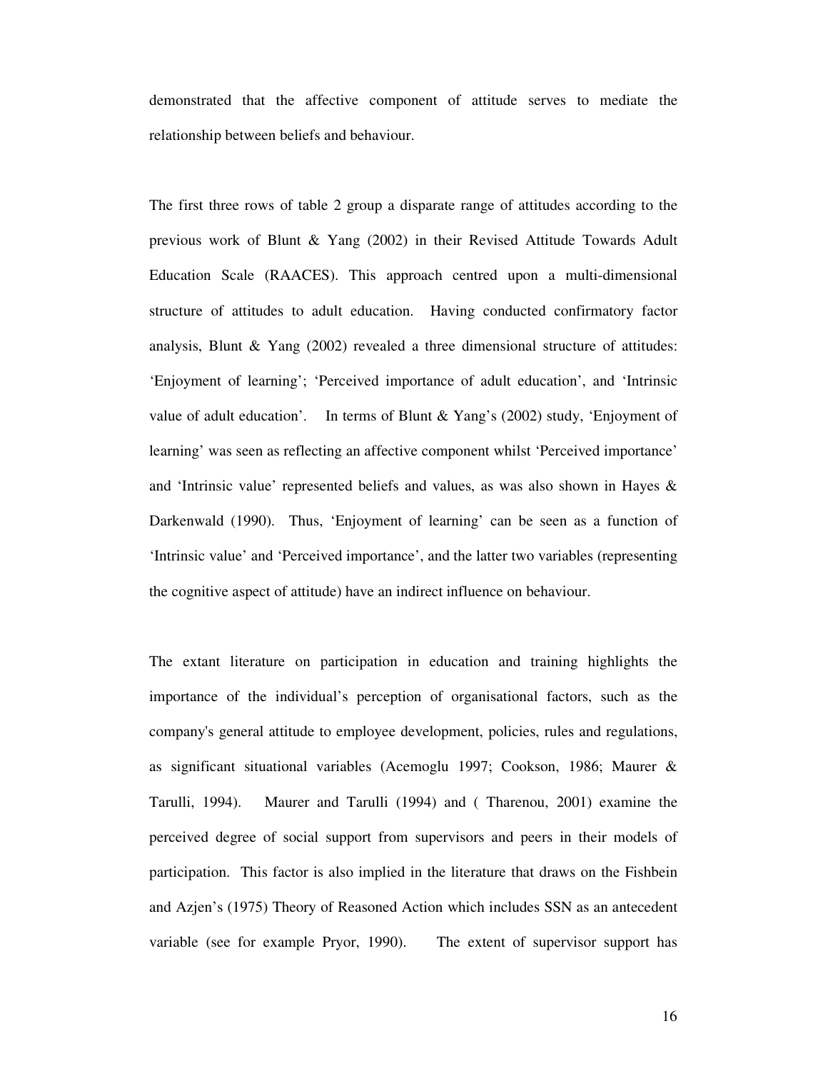demonstrated that the affective component of attitude serves to mediate the relationship between beliefs and behaviour.

The first three rows of table 2 group a disparate range of attitudes according to the previous work of Blunt & Yang (2002) in their Revised Attitude Towards Adult Education Scale (RAACES). This approach centred upon a multi-dimensional structure of attitudes to adult education. Having conducted confirmatory factor analysis, Blunt & Yang (2002) revealed a three dimensional structure of attitudes: 'Enjoyment of learning'; 'Perceived importance of adult education', and 'Intrinsic value of adult education'. In terms of Blunt & Yang's (2002) study, 'Enjoyment of learning' was seen as reflecting an affective component whilst 'Perceived importance' and 'Intrinsic value' represented beliefs and values, as was also shown in Hayes & Darkenwald (1990). Thus, 'Enjoyment of learning' can be seen as a function of 'Intrinsic value' and 'Perceived importance', and the latter two variables (representing the cognitive aspect of attitude) have an indirect influence on behaviour.

The extant literature on participation in education and training highlights the importance of the individual's perception of organisational factors, such as the company's general attitude to employee development, policies, rules and regulations, as significant situational variables (Acemoglu 1997; Cookson, 1986; Maurer & Tarulli, 1994). Maurer and Tarulli (1994) and ( Tharenou, 2001) examine the perceived degree of social support from supervisors and peers in their models of participation. This factor is also implied in the literature that draws on the Fishbein and Azjen's (1975) Theory of Reasoned Action which includes SSN as an antecedent variable (see for example Pryor, 1990). The extent of supervisor support has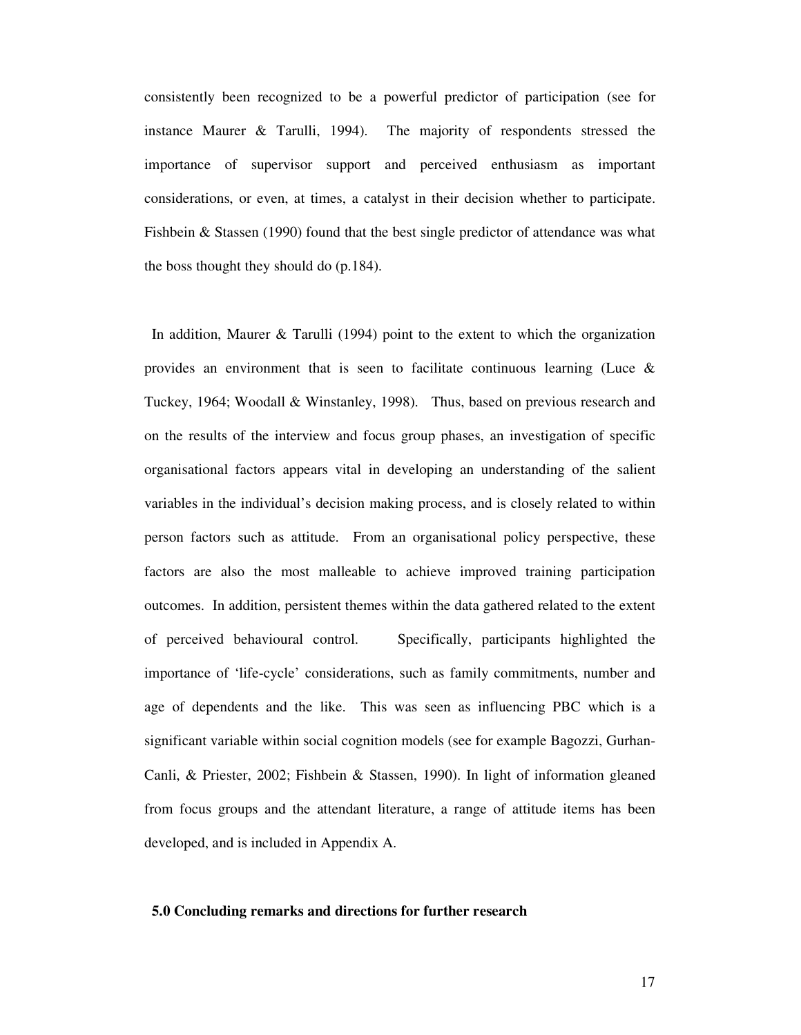consistently been recognized to be a powerful predictor of participation (see for instance Maurer & Tarulli, 1994). The majority of respondents stressed the importance of supervisor support and perceived enthusiasm as important considerations, or even, at times, a catalyst in their decision whether to participate. Fishbein & Stassen (1990) found that the best single predictor of attendance was what the boss thought they should do (p.184).

In addition, Maurer & Tarulli (1994) point to the extent to which the organization provides an environment that is seen to facilitate continuous learning (Luce & Tuckey, 1964; Woodall & Winstanley, 1998). Thus, based on previous research and on the results of the interview and focus group phases, an investigation of specific organisational factors appears vital in developing an understanding of the salient variables in the individual's decision making process, and is closely related to within person factors such as attitude. From an organisational policy perspective, these factors are also the most malleable to achieve improved training participation outcomes. In addition, persistent themes within the data gathered related to the extent of perceived behavioural control. Specifically, participants highlighted the importance of 'life-cycle' considerations, such as family commitments, number and age of dependents and the like. This was seen as influencing PBC which is a significant variable within social cognition models (see for example Bagozzi, Gurhan-Canli, & Priester, 2002; Fishbein & Stassen, 1990). In light of information gleaned from focus groups and the attendant literature, a range of attitude items has been developed, and is included in Appendix A.

## 5.0 Concluding remarks and directions for further research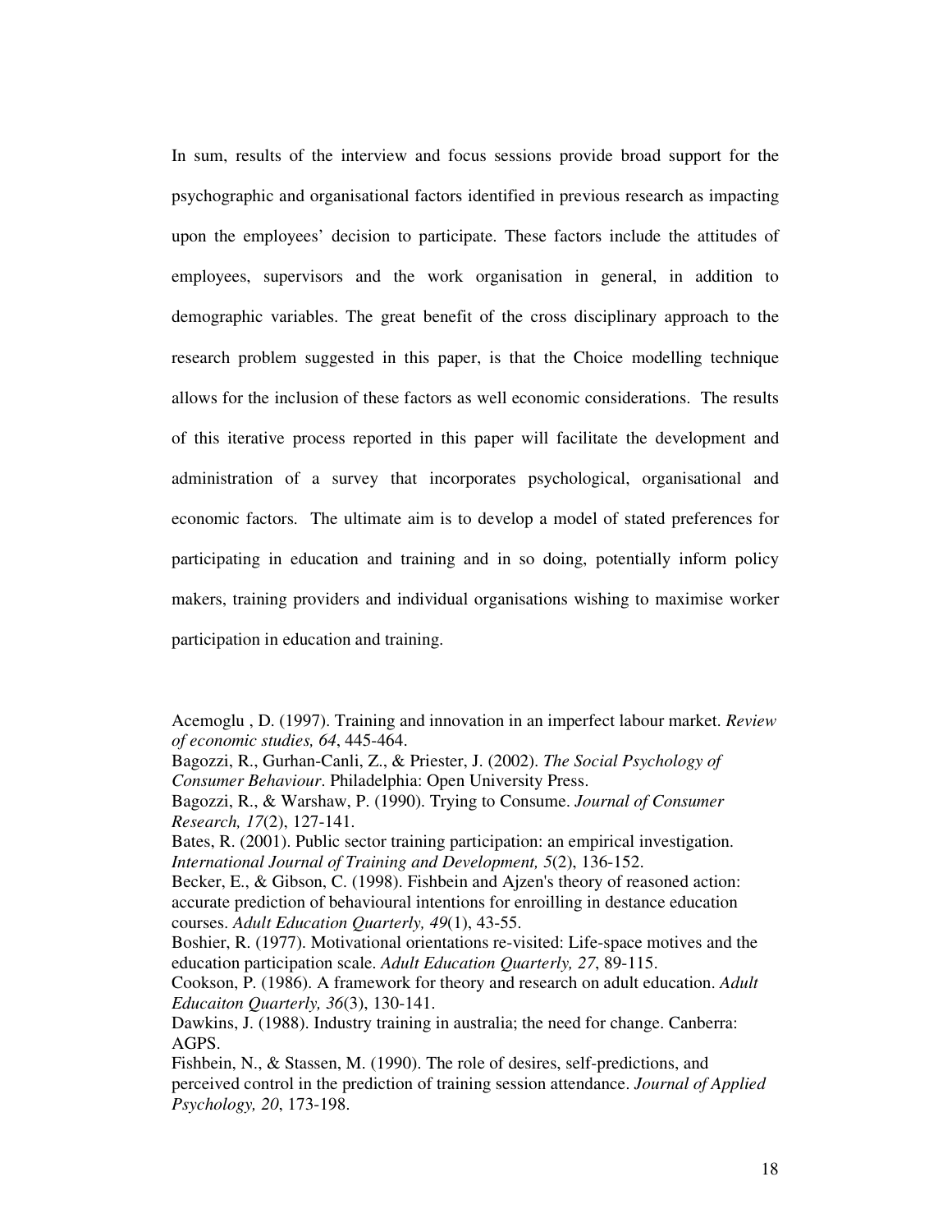In sum, results of the interview and focus sessions provide broad support for the psychographic and organisational factors identified in previous research as impacting upon the employees' decision to participate. These factors include the attitudes of employees, supervisors and the work organisation in general, in addition to demographic variables. The great benefit of the cross disciplinary approach to the research problem suggested in this paper, is that the Choice modelling technique allows for the inclusion of these factors as well economic considerations. The results of this iterative process reported in this paper will facilitate the development and administration of a survey that incorporates psychological, organisational and economic factors. The ultimate aim is to develop a model of stated preferences for participating in education and training and in so doing, potentially inform policy makers, training providers and individual organisations wishing to maximise worker participation in education and training.

Acemoglu , D. (1997). Training and innovation in an imperfect labour market. *Review of economic studies, 64*, 445-464.

Bagozzi, R., Gurhan-Canli, Z., & Priester, J. (2002). *The Social Psychology of Consumer Behaviour*. Philadelphia: Open University Press.

Bagozzi, R., & Warshaw, P. (1990). Trying to Consume. *Journal of Consumer Research, 17*(2), 127-141.

Bates, R. (2001). Public sector training participation: an empirical investigation. *International Journal of Training and Development, 5*(2), 136-152.

Becker, E., & Gibson, C. (1998). Fishbein and Ajzen's theory of reasoned action: accurate prediction of behavioural intentions for enroilling in destance education courses. *Adult Education Quarterly, 49*(1), 43-55.

Boshier, R. (1977). Motivational orientations re-visited: Life-space motives and the education participation scale. *Adult Education Quarterly, 27*, 89-115.

Cookson, P. (1986). A framework for theory and research on adult education. *Adult Educaiton Quarterly, 36*(3), 130-141.

Dawkins, J. (1988). Industry training in australia; the need for change. Canberra: AGPS.

Fishbein, N., & Stassen, M. (1990). The role of desires, self-predictions, and perceived control in the prediction of training session attendance. *Journal of Applied Psychology, 20*, 173-198.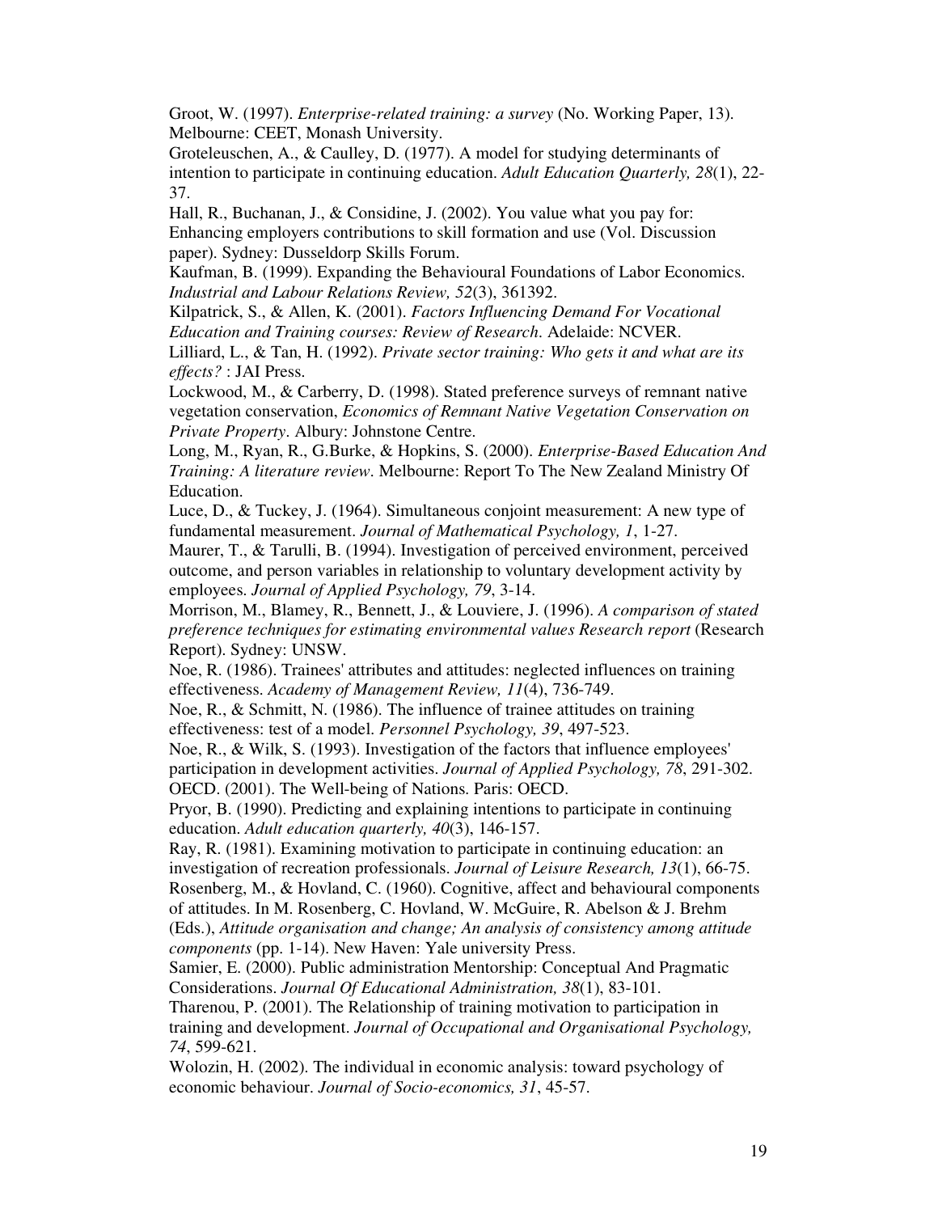Groot, W. (1997). *Enterprise-related training: a survey* (No. Working Paper, 13). Melbourne: CEET, Monash University.

Groteleuschen, A., & Caulley, D. (1977). A model for studying determinants of intention to participate in continuing education. *Adult Education Quarterly, 28*(1), 22-37.

Hall, R., Buchanan, J., & Considine, J. (2002). You value what you pay for: Enhancing employers contributions to skill formation and use (Vol. Discussion paper). Sydney: Dusseldorp Skills Forum.

Kaufman, B. (1999). Expanding the Behavioural Foundations of Labor Economics. *Industrial and Labour Relations Review, 52*(3), 361392.

Kilpatrick, S., & Allen, K. (2001). *Factors Influencing Demand For Vocational Education and Training courses: Review of Research*. Adelaide: NCVER.

Lilliard, L., & Tan, H. (1992). *Private sector training: Who gets it and what are its effects?* : JAI Press.

Lockwood, M., & Carberry, D. (1998). Stated preference surveys of remnant native vegetation conservation, *Economics of Remnant Native Vegetation Conservation on Private Property*. Albury: Johnstone Centre.

Long, M., Ryan, R., G.Burke, & Hopkins, S. (2000). *Enterprise-Based Education And Training: A literature review*. Melbourne: Report To The New Zealand Ministry Of Education.

Luce, D., & Tuckey, J. (1964). Simultaneous conjoint measurement: A new type of fundamental measurement. *Journal of Mathematical Psychology, 1*, 1-27.

Maurer, T., & Tarulli, B. (1994). Investigation of perceived environment, perceived outcome, and person variables in relationship to voluntary development activity by employees. *Journal of Applied Psychology, 79*, 3-14.

Morrison, M., Blamey, R., Bennett, J., & Louviere, J. (1996). *A comparison of stated preference techniques for estimating environmental values Research report* (Research Report). Sydney: UNSW.

Noe, R. (1986). Trainees' attributes and attitudes: neglected influences on training effectiveness. *Academy of Management Review, 11*(4), 736-749.

Noe, R., & Schmitt, N. (1986). The influence of trainee attitudes on training effectiveness: test of a model. *Personnel Psychology, 39*, 497-523.

Noe, R., & Wilk, S. (1993). Investigation of the factors that influence employees' participation in development activities. *Journal of Applied Psychology, 78*, 291-302.

OECD. (2001). The Well-being of Nations. Paris: OECD.

Pryor, B. (1990). Predicting and explaining intentions to participate in continuing education. *Adult education quarterly, 40*(3), 146-157.

Ray, R. (1981). Examining motivation to participate in continuing education: an investigation of recreation professionals. *Journal of Leisure Research, 13*(1), 66-75.

Rosenberg, M., & Hovland, C. (1960). Cognitive, affect and behavioural components of attitudes. In M. Rosenberg, C. Hovland, W. McGuire, R. Abelson & J. Brehm (Eds.), *Attitude organisation and change; An analysis of consistency among attitude components* (pp. 1-14). New Haven: Yale university Press.

Samier, E. (2000). Public administration Mentorship: Conceptual And Pragmatic Considerations. *Journal Of Educational Administration, 38*(1), 83-101.

Tharenou, P. (2001). The Relationship of training motivation to participation in training and development. *Journal of Occupational and Organisational Psychology, 74*, 599-621.

Wolozin, H. (2002). The individual in economic analysis: toward psychology of economic behaviour. *Journal of Socio-economics, 31*, 45-57.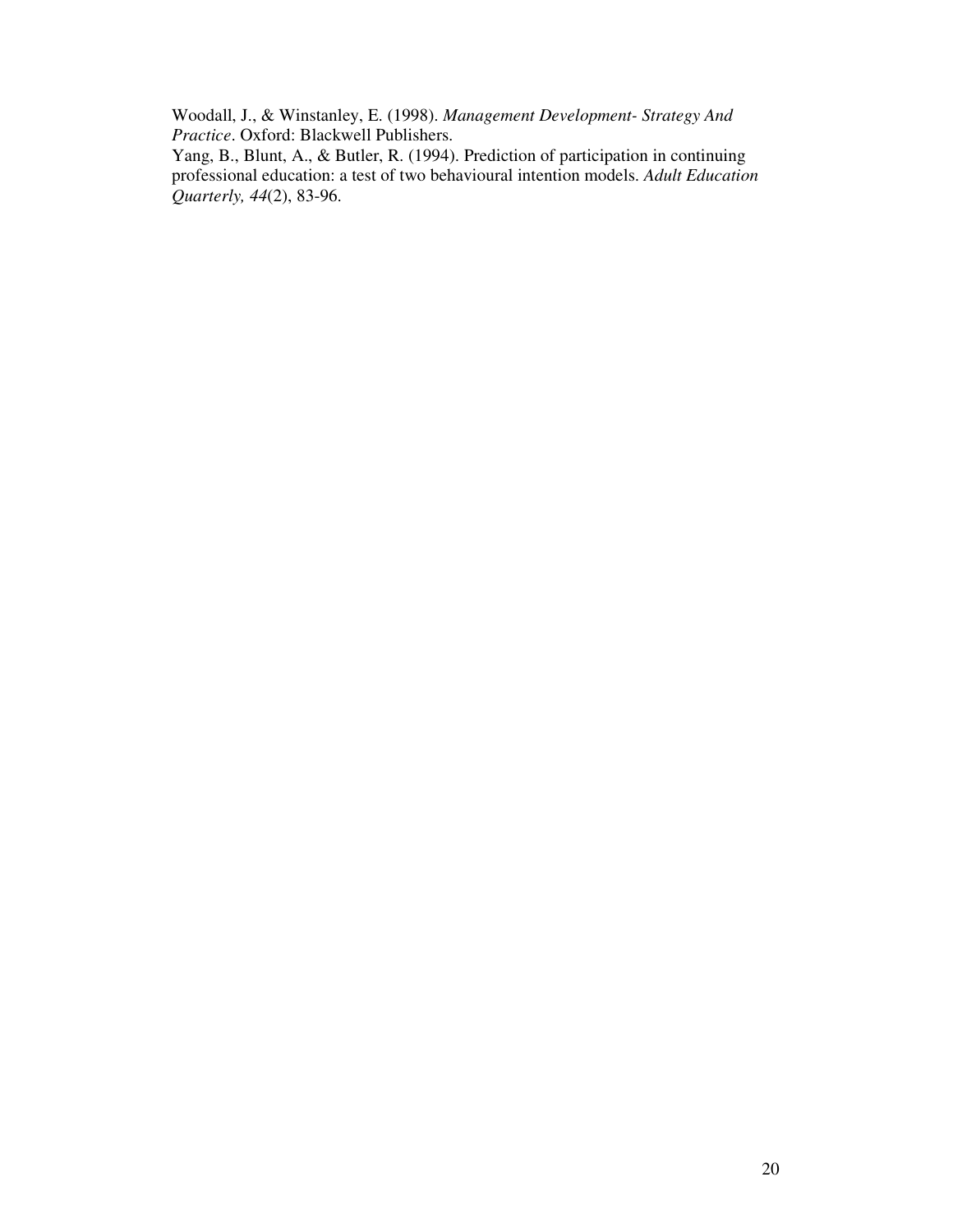Woodall, J., & Winstanley, E. (1998). *Management Development- Strategy And Practice*. Oxford: Blackwell Publishers.

Yang, B., Blunt, A., & Butler, R. (1994). Prediction of participation in continuing professional education: a test of two behavioural intention models. *Adult Education Quarterly, 44*(2), 83-96.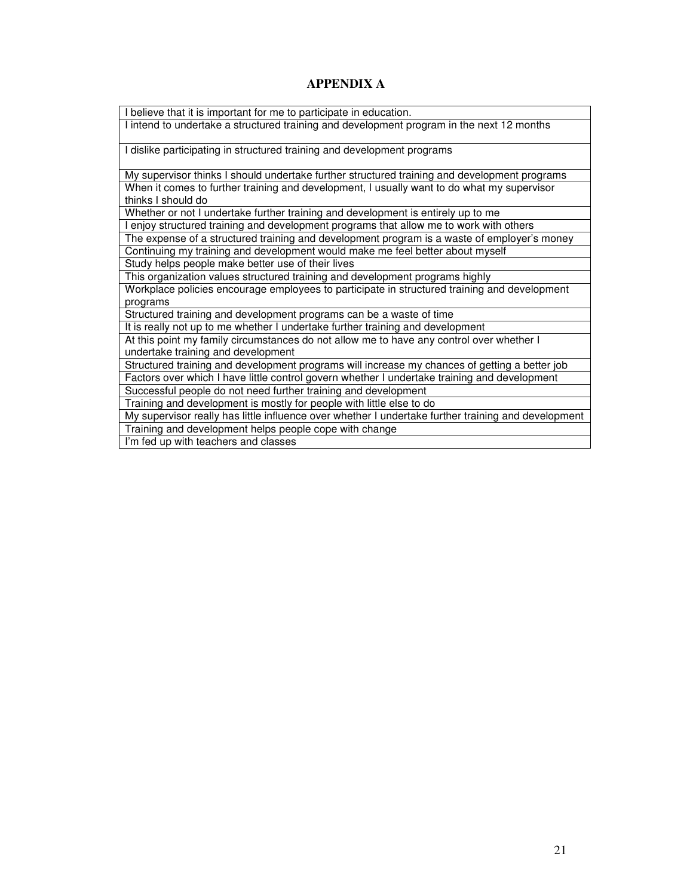# APPENDIX A

| |
|---|
| I believe that it is important for me to participate in education. |
| I intend to undertake a structured training and development program in the next 12 months |
| I dislike participating in structured training and development programs |
| My supervisor thinks I should undertake further structured training and development programs |
| When it comes to further training and development, I usually want to do what my supervisor thinks I should do |
| Whether or not I undertake further training and development is entirely up to me |
| I enjoy structured training and development programs that allow me to work with others |
| The expense of a structured training and development program is a waste of employer's money |
| Continuing my training and development would make me feel better about myself |
| Study helps people make better use of their lives |
| This organization values structured training and development programs highly |
| Workplace policies encourage employees to participate in structured training and development programs |
| Structured training and development programs can be a waste of time |
| It is really not up to me whether I undertake further training and development |
| At this point my family circumstances do not allow me to have any control over whether I undertake training and development |
| Structured training and development programs will increase my chances of getting a better job |
| Factors over which I have little control govern whether I undertake training and development |
| Successful people do not need further training and development |
| Training and development is mostly for people with little else to do |
| My supervisor really has little influence over whether I undertake further training and development |
| Training and development helps people cope with change |
| I'm fed up with teachers and classes |